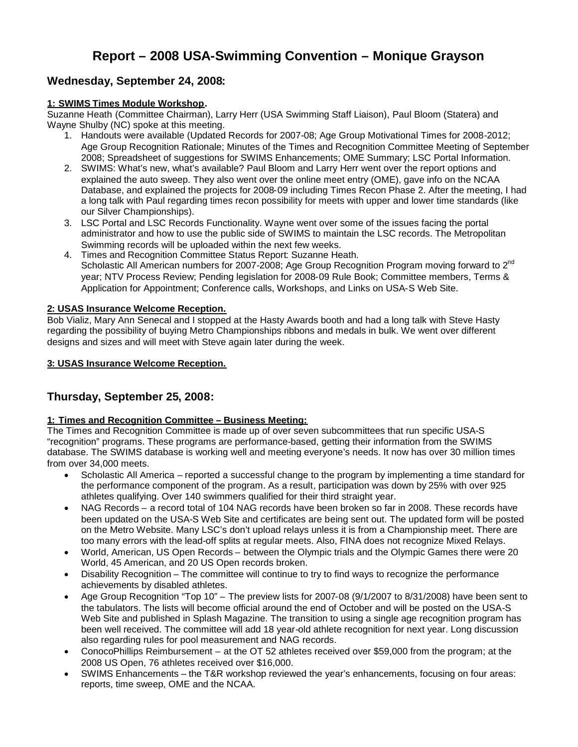# Report – 2008 USA-Swimming Convention – Monique Grayson

## Wednesday, September 24, 2008:

**1: SWIMS Times Module Workshop.**

Suzanne Heath (Committee Chairman), Larry Herr (USA Swimming Staff Liaison), Paul Bloom (Statera) and Wayne Shulby (NC) spoke at this meeting.

1. Handouts were available (Updated Records for 2007-08; Age Group Motivational Times for 2008-2012; Age Group Recognition Rationale; Minutes of the Times and Recognition Committee Meeting of September 2008; Spreadsheet of suggestions for SWIMS Enhancements; OME Summary; LSC Portal Information.
2. SWIMS: What's new, what's available? Paul Bloom and Larry Herr went over the report options and explained the auto sweep. They also went over the online meet entry (OME), gave info on the NCAA Database, and explained the projects for 2008-09 including Times Recon Phase 2. After the meeting, I had a long talk with Paul regarding times recon possibility for meets with upper and lower time standards (like our Silver Championships).
3. LSC Portal and LSC Records Functionality. Wayne went over some of the issues facing the portal administrator and how to use the public side of SWIMS to maintain the LSC records. The Metropolitan Swimming records will be uploaded within the next few weeks.
4. Times and Recognition Committee Status Report: Suzanne Heath.
   Scholastic All American numbers for 2007-2008; Age Group Recognition Program moving forward to 2nd year; NTV Process Review; Pending legislation for 2008-09 Rule Book; Committee members, Terms & Application for Appointment; Conference calls, Workshops, and Links on USA-S Web Site.

**2: USAS Insurance Welcome Reception.**

Bob Vializ, Mary Ann Senecal and I stopped at the Hasty Awards booth and had a long talk with Steve Hasty regarding the possibility of buying Metro Championships ribbons and medals in bulk. We went over different designs and sizes and will meet with Steve again later during the week.

**3: USAS Insurance Welcome Reception.**

## Thursday, September 25, 2008:

**1: Times and Recognition Committee – Business Meeting:**

The Times and Recognition Committee is made up of over seven subcommittees that run specific USA-S "recognition" programs. These programs are performance-based, getting their information from the SWIMS database. The SWIMS database is working well and meeting everyone's needs. It now has over 30 million times from over 34,000 meets.

- Scholastic All America – reported a successful change to the program by implementing a time standard for the performance component of the program. As a result, participation was down by 25% with over 925 athletes qualifying. Over 140 swimmers qualified for their third straight year.
- NAG Records – a record total of 104 NAG records have been broken so far in 2008. These records have been updated on the USA-S Web Site and certificates are being sent out. The updated form will be posted on the Metro Website. Many LSC's don't upload relays unless it is from a Championship meet. There are too many errors with the lead-off splits at regular meets. Also, FINA does not recognize Mixed Relays.
- World, American, US Open Records – between the Olympic trials and the Olympic Games there were 20 World, 45 American, and 20 US Open records broken.
- Disability Recognition – The committee will continue to try to find ways to recognize the performance achievements by disabled athletes.
- Age Group Recognition "Top 10" – The preview lists for 2007-08 (9/1/2007 to 8/31/2008) have been sent to the tabulators. The lists will become official around the end of October and will be posted on the USA-S Web Site and published in Splash Magazine. The transition to using a single age recognition program has been well received. The committee will add 18 year-old athlete recognition for next year. Long discussion also regarding rules for pool measurement and NAG records.
- ConocoPhillips Reimbursement – at the OT 52 athletes received over $59,000 from the program; at the 2008 US Open, 76 athletes received over $16,000.
- SWIMS Enhancements – the T&R workshop reviewed the year's enhancements, focusing on four areas: reports, time sweep, OME and the NCAA.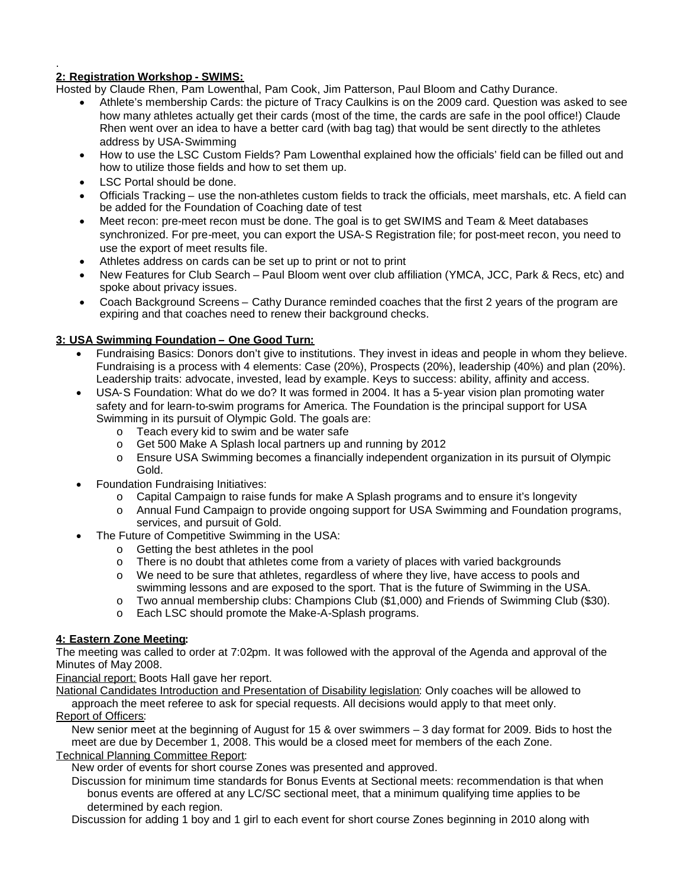.

**2: Registration Workshop - SWIMS:**

Hosted by Claude Rhen, Pam Lowenthal, Pam Cook, Jim Patterson, Paul Bloom and Cathy Durance.

- Athlete's membership Cards: the picture of Tracy Caulkins is on the 2009 card. Question was asked to see how many athletes actually get their cards (most of the time, the cards are safe in the pool office!) Claude Rhen went over an idea to have a better card (with bag tag) that would be sent directly to the athletes address by USA-Swimming
- How to use the LSC Custom Fields? Pam Lowenthal explained how the officials' field can be filled out and how to utilize those fields and how to set them up.
- LSC Portal should be done.
- Officials Tracking – use the non-athletes custom fields to track the officials, meet marshals, etc. A field can be added for the Foundation of Coaching date of test
- Meet recon: pre-meet recon must be done. The goal is to get SWIMS and Team & Meet databases synchronized. For pre-meet, you can export the USA-S Registration file; for post-meet recon, you need to use the export of meet results file.
- Athletes address on cards can be set up to print or not to print
- New Features for Club Search – Paul Bloom went over club affiliation (YMCA, JCC, Park & Recs, etc) and spoke about privacy issues.
- Coach Background Screens – Cathy Durance reminded coaches that the first 2 years of the program are expiring and that coaches need to renew their background checks.

**3: USA Swimming Foundation – One Good Turn:**

- Fundraising Basics: Donors don't give to institutions. They invest in ideas and people in whom they believe. Fundraising is a process with 4 elements: Case (20%), Prospects (20%), leadership (40%) and plan (20%). Leadership traits: advocate, invested, lead by example. Keys to success: ability, affinity and access.
- USA-S Foundation: What do we do? It was formed in 2004. It has a 5-year vision plan promoting water safety and for learn-to-swim programs for America. The Foundation is the principal support for USA Swimming in its pursuit of Olympic Gold. The goals are:
  - Teach every kid to swim and be water safe
  - Get 500 Make A Splash local partners up and running by 2012
  - Ensure USA Swimming becomes a financially independent organization in its pursuit of Olympic Gold.
- Foundation Fundraising Initiatives:
  - Capital Campaign to raise funds for make A Splash programs and to ensure it's longevity
  - Annual Fund Campaign to provide ongoing support for USA Swimming and Foundation programs, services, and pursuit of Gold.
- The Future of Competitive Swimming in the USA:
  - Getting the best athletes in the pool
  - There is no doubt that athletes come from a variety of places with varied backgrounds
  - We need to be sure that athletes, regardless of where they live, have access to pools and swimming lessons and are exposed to the sport. That is the future of Swimming in the USA.
  - Two annual membership clubs: Champions Club ($1,000) and Friends of Swimming Club ($30).
  - Each LSC should promote the Make-A-Splash programs.

**4: Eastern Zone Meeting:**

The meeting was called to order at 7:02pm. It was followed with the approval of the Agenda and approval of the Minutes of May 2008.

Financial report: Boots Hall gave her report.

National Candidates Introduction and Presentation of Disability legislation: Only coaches will be allowed to approach the meet referee to ask for special requests. All decisions would apply to that meet only.

Report of Officers:

New senior meet at the beginning of August for 15 & over swimmers – 3 day format for 2009. Bids to host the meet are due by December 1, 2008. This would be a closed meet for members of the each Zone.

Technical Planning Committee Report:

New order of events for short course Zones was presented and approved.

Discussion for minimum time standards for Bonus Events at Sectional meets: recommendation is that when bonus events are offered at any LC/SC sectional meet, that a minimum qualifying time applies to be determined by each region.

Discussion for adding 1 boy and 1 girl to each event for short course Zones beginning in 2010 along with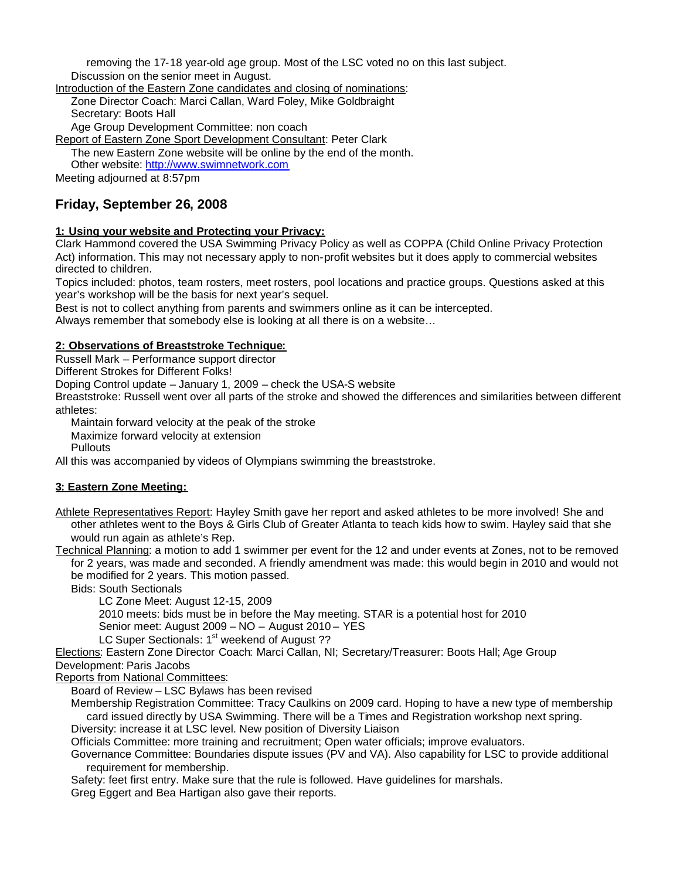removing the 17-18 year-old age group. Most of the LSC voted no on this last subject.

Discussion on the senior meet in August.

Introduction of the Eastern Zone candidates and closing of nominations:

- Zone Director Coach: Marci Callan, Ward Foley, Mike Goldbraight
- Secretary: Boots Hall
- Age Group Development Committee: non coach

Report of Eastern Zone Sport Development Consultant: Peter Clark

- The new Eastern Zone website will be online by the end of the month.
- Other website: http://www.swimnetwork.com

Meeting adjourned at 8:57pm

## Friday, September 26, 2008

**1: Using your website and Protecting your Privacy:**

Clark Hammond covered the USA Swimming Privacy Policy as well as COPPA (Child Online Privacy Protection Act) information. This may not necessary apply to non-profit websites but it does apply to commercial websites directed to children.

Topics included: photos, team rosters, meet rosters, pool locations and practice groups. Questions asked at this year's workshop will be the basis for next year's sequel.

Best is not to collect anything from parents and swimmers online as it can be intercepted.

Always remember that somebody else is looking at all there is on a website…

**2: Observations of Breaststroke Technique:**

Russell Mark – Performance support director

Different Strokes for Different Folks!

Doping Control update – January 1, 2009 – check the USA-S website

Breaststroke: Russell went over all parts of the stroke and showed the differences and similarities between different athletes:

- Maintain forward velocity at the peak of the stroke
- Maximize forward velocity at extension
- Pullouts

All this was accompanied by videos of Olympians swimming the breaststroke.

**3: Eastern Zone Meeting:**

Athlete Representatives Report: Hayley Smith gave her report and asked athletes to be more involved! She and other athletes went to the Boys & Girls Club of Greater Atlanta to teach kids how to swim. Hayley said that she would run again as athlete's Rep.

Technical Planning: a motion to add 1 swimmer per event for the 12 and under events at Zones, not to be removed for 2 years, was made and seconded. A friendly amendment was made: this would begin in 2010 and would not be modified for 2 years. This motion passed.

- Bids: South Sectionals
  - LC Zone Meet: August 12-15, 2009
  - 2010 meets: bids must be in before the May meeting. STAR is a potential host for 2010
  - Senior meet: August 2009 – NO – August 2010 – YES
  - LC Super Sectionals: 1st weekend of August ??

Elections: Eastern Zone Director Coach: Marci Callan, NI; Secretary/Treasurer: Boots Hall; Age Group Development: Paris Jacobs

Reports from National Committees:

- Board of Review – LSC Bylaws has been revised
- Membership Registration Committee: Tracy Caulkins on 2009 card. Hoping to have a new type of membership card issued directly by USA Swimming. There will be a Times and Registration workshop next spring.
- Diversity: increase it at LSC level. New position of Diversity Liaison
- Officials Committee: more training and recruitment; Open water officials; improve evaluators.
- Governance Committee: Boundaries dispute issues (PV and VA). Also capability for LSC to provide additional requirement for membership.
- Safety: feet first entry. Make sure that the rule is followed. Have guidelines for marshals.
- Greg Eggert and Bea Hartigan also gave their reports.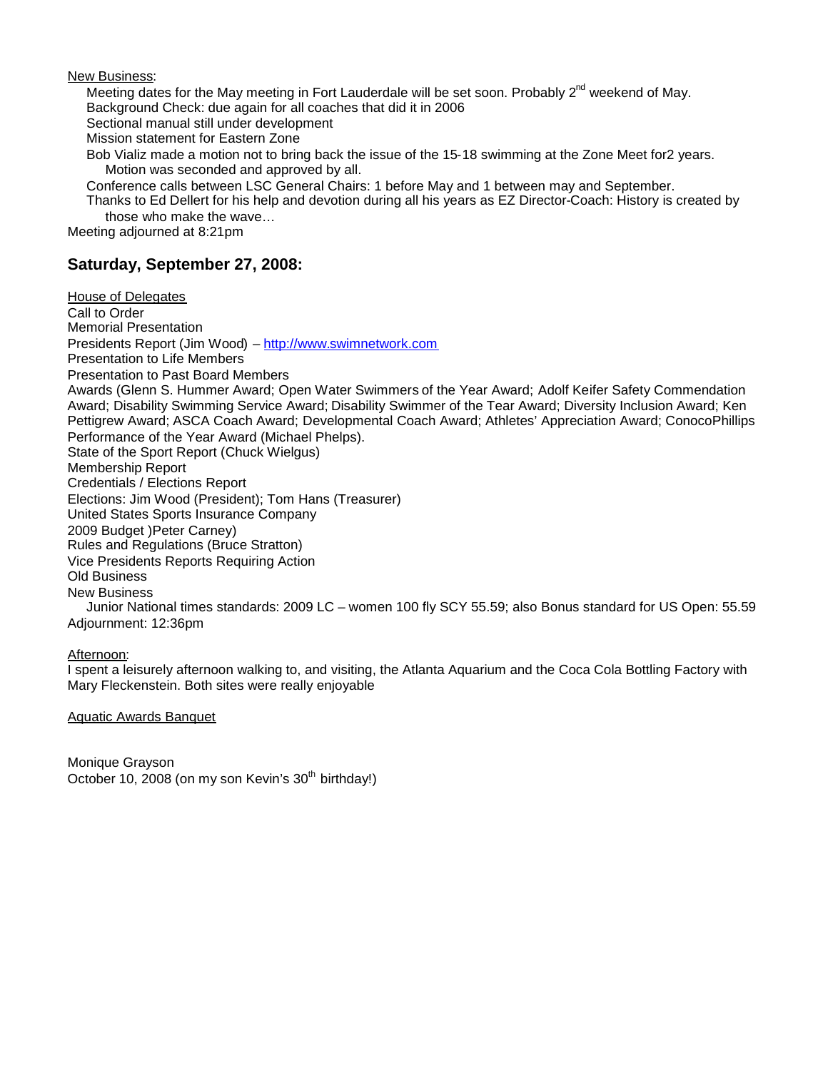New Business:

- Meeting dates for the May meeting in Fort Lauderdale will be set soon. Probably 2nd weekend of May.
- Background Check: due again for all coaches that did it in 2006
- Sectional manual still under development
- Mission statement for Eastern Zone
- Bob Vializ made a motion not to bring back the issue of the 15-18 swimming at the Zone Meet for2 years. Motion was seconded and approved by all.
- Conference calls between LSC General Chairs: 1 before May and 1 between may and September.
- Thanks to Ed Dellert for his help and devotion during all his years as EZ Director-Coach: History is created by those who make the wave…

Meeting adjourned at 8:21pm

## Saturday, September 27, 2008:

House of Delegates

Call to Order

Memorial Presentation

Presidents Report (Jim Wood) – http://www.swimnetwork.com

Presentation to Life Members

Presentation to Past Board Members

Awards (Glenn S. Hummer Award; Open Water Swimmers of the Year Award; Adolf Keifer Safety Commendation Award; Disability Swimming Service Award; Disability Swimmer of the Tear Award; Diversity Inclusion Award; Ken Pettigrew Award; ASCA Coach Award; Developmental Coach Award; Athletes' Appreciation Award; ConocoPhillips Performance of the Year Award (Michael Phelps).

State of the Sport Report (Chuck Wielgus)

Membership Report

Credentials / Elections Report

Elections: Jim Wood (President); Tom Hans (Treasurer)

United States Sports Insurance Company

2009 Budget )Peter Carney)

Rules and Regulations (Bruce Stratton)

Vice Presidents Reports Requiring Action

Old Business

New Business

- Junior National times standards: 2009 LC – women 100 fly SCY 55.59; also Bonus standard for US Open: 55.59

Adjournment: 12:36pm

Afternoon:

I spent a leisurely afternoon walking to, and visiting, the Atlanta Aquarium and the Coca Cola Bottling Factory with Mary Fleckenstein. Both sites were really enjoyable

Aquatic Awards Banquet

Monique Grayson

October 10, 2008 (on my son Kevin's 30th birthday!)